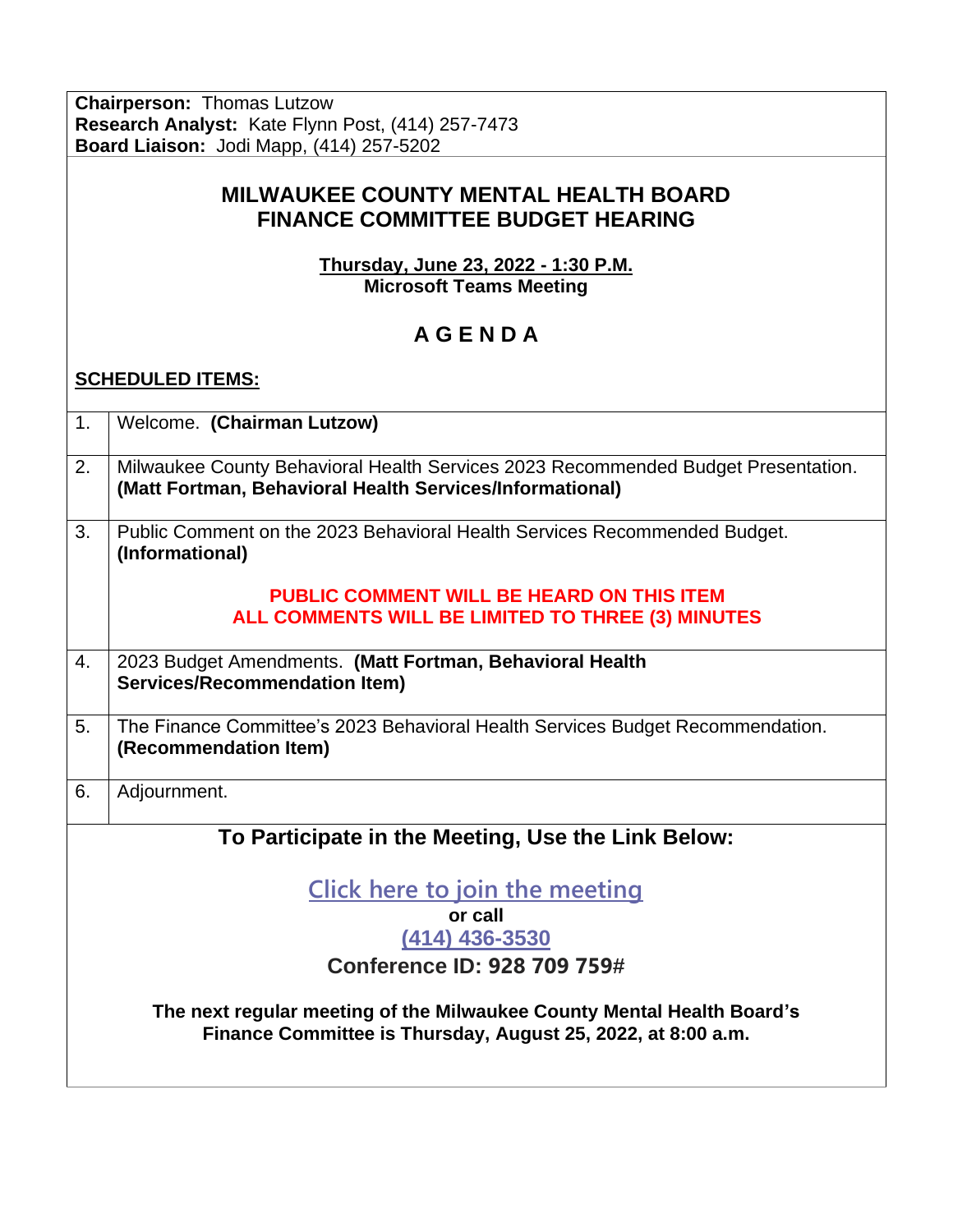**Chairperson:** Thomas Lutzow
**Research Analyst:** Kate Flynn Post, (414) 257-7473
**Board Liaison:** Jodi Mapp, (414) 257-5202

# MILWAUKEE COUNTY MENTAL HEALTH BOARD FINANCE COMMITTEE BUDGET HEARING

**Thursday, June 23, 2022 - 1:30 P.M.**
**Microsoft Teams Meeting**

## A G E N D A

**SCHEDULED ITEMS:**

| | |
|---|---|
| 1. | Welcome. **(Chairman Lutzow)** |
| 2. | Milwaukee County Behavioral Health Services 2023 Recommended Budget Presentation. **(Matt Fortman, Behavioral Health Services/Informational)** |
| 3. | Public Comment on the 2023 Behavioral Health Services Recommended Budget. **(Informational)** **PUBLIC COMMENT WILL BE HEARD ON THIS ITEM ALL COMMENTS WILL BE LIMITED TO THREE (3) MINUTES** |
| 4. | 2023 Budget Amendments. **(Matt Fortman, Behavioral Health Services/Recommendation Item)** |
| 5. | The Finance Committee's 2023 Behavioral Health Services Budget Recommendation. **(Recommendation Item)** |
| 6. | Adjournment. |

**To Participate in the Meeting, Use the Link Below:**

Click here to join the meeting

**or call**

**(414) 436-3530**

**Conference ID: 928 709 759#**

**The next regular meeting of the Milwaukee County Mental Health Board's Finance Committee is Thursday, August 25, 2022, at 8:00 a.m.**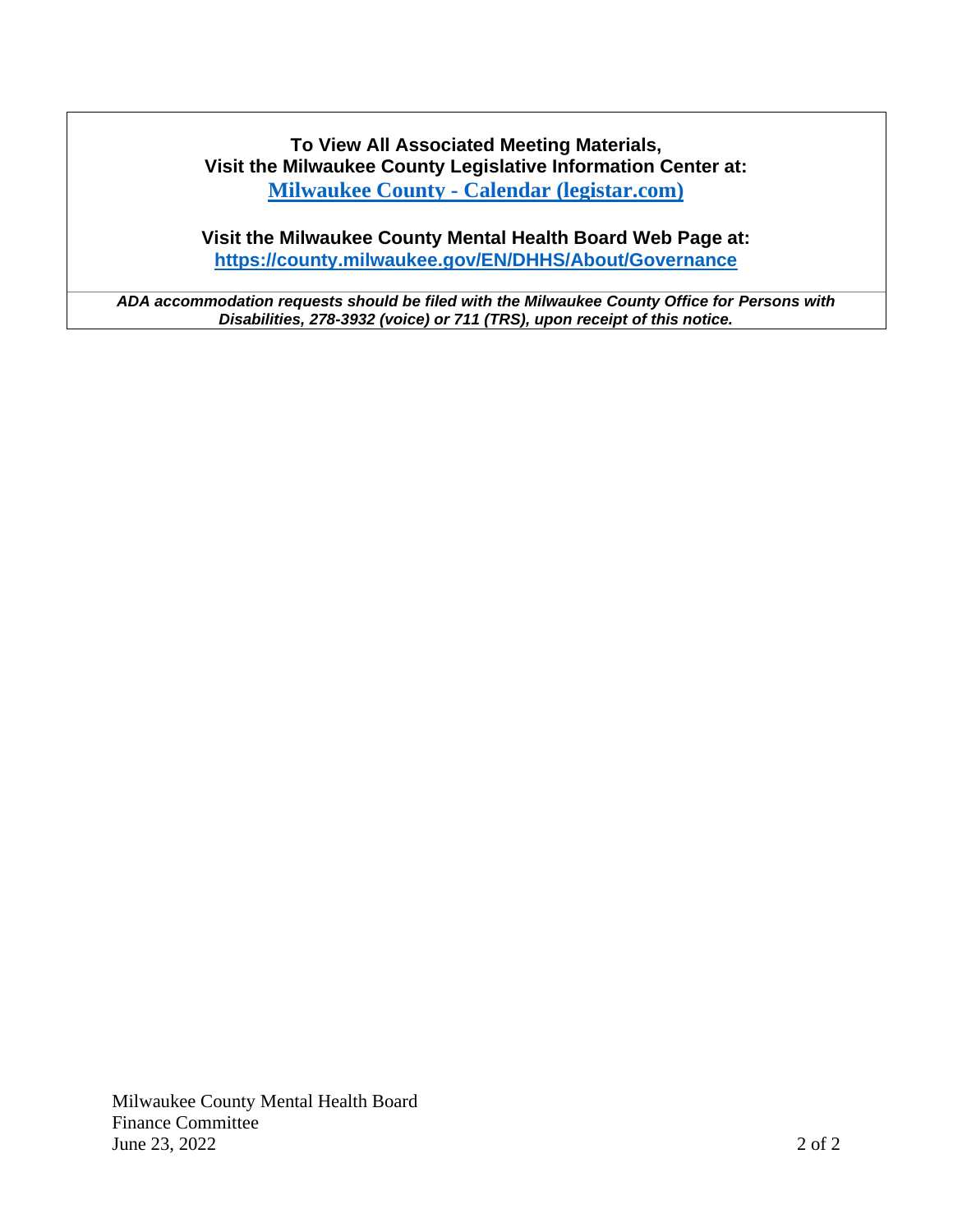**To View All Associated Meeting Materials,**
**Visit the Milwaukee County Legislative Information Center at:**
**[Milwaukee County - Calendar (legistar.com)]**

**Visit the Milwaukee County Mental Health Board Web Page at:**
**https://county.milwaukee.gov/EN/DHHS/About/Governance**

***ADA accommodation requests should be filed with the Milwaukee County Office for Persons with Disabilities, 278-3932 (voice) or 711 (TRS), upon receipt of this notice.***